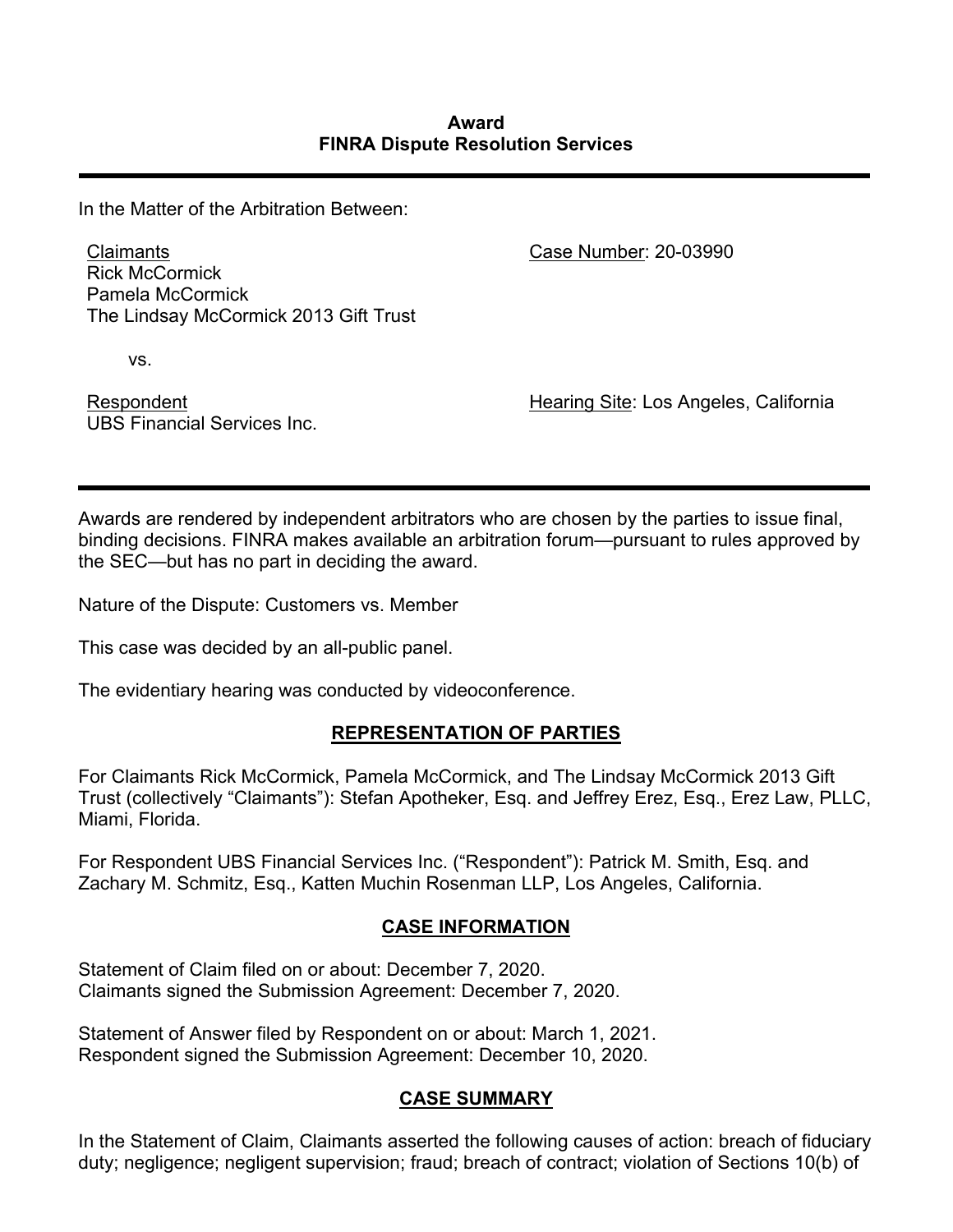**Award**
**FINRA Dispute Resolution Services**

---

In the Matter of the Arbitration Between:

Claimants
Rick McCormick
Pamela McCormick
The Lindsay McCormick 2013 Gift Trust

Case Number: 20-03990

vs.

Respondent
UBS Financial Services Inc.

Hearing Site: Los Angeles, California

---

Awards are rendered by independent arbitrators who are chosen by the parties to issue final, binding decisions. FINRA makes available an arbitration forum—pursuant to rules approved by the SEC—but has no part in deciding the award.

Nature of the Dispute: Customers vs. Member

This case was decided by an all-public panel.

The evidentiary hearing was conducted by videoconference.

## REPRESENTATION OF PARTIES

For Claimants Rick McCormick, Pamela McCormick, and The Lindsay McCormick 2013 Gift Trust (collectively "Claimants"): Stefan Apotheker, Esq. and Jeffrey Erez, Esq., Erez Law, PLLC, Miami, Florida.

For Respondent UBS Financial Services Inc. ("Respondent"): Patrick M. Smith, Esq. and Zachary M. Schmitz, Esq., Katten Muchin Rosenman LLP, Los Angeles, California.

## CASE INFORMATION

Statement of Claim filed on or about: December 7, 2020.
Claimants signed the Submission Agreement: December 7, 2020.

Statement of Answer filed by Respondent on or about: March 1, 2021.
Respondent signed the Submission Agreement: December 10, 2020.

## CASE SUMMARY

In the Statement of Claim, Claimants asserted the following causes of action: breach of fiduciary duty; negligence; negligent supervision; fraud; breach of contract; violation of Sections 10(b) of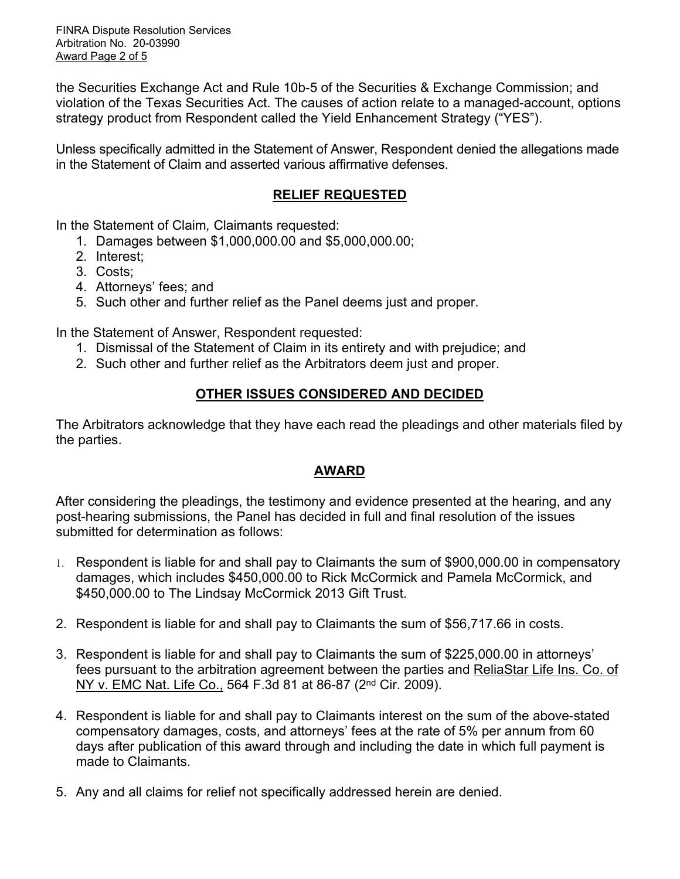the Securities Exchange Act and Rule 10b-5 of the Securities & Exchange Commission; and violation of the Texas Securities Act. The causes of action relate to a managed-account, options strategy product from Respondent called the Yield Enhancement Strategy ("YES").

Unless specifically admitted in the Statement of Answer, Respondent denied the allegations made in the Statement of Claim and asserted various affirmative defenses.

## RELIEF REQUESTED

In the Statement of Claim, Claimants requested:

1. Damages between $1,000,000.00 and $5,000,000.00;
2. Interest;
3. Costs;
4. Attorneys' fees; and
5. Such other and further relief as the Panel deems just and proper.

In the Statement of Answer, Respondent requested:

1. Dismissal of the Statement of Claim in its entirety and with prejudice; and
2. Such other and further relief as the Arbitrators deem just and proper.

## OTHER ISSUES CONSIDERED AND DECIDED

The Arbitrators acknowledge that they have each read the pleadings and other materials filed by the parties.

## AWARD

After considering the pleadings, the testimony and evidence presented at the hearing, and any post-hearing submissions, the Panel has decided in full and final resolution of the issues submitted for determination as follows:

1. Respondent is liable for and shall pay to Claimants the sum of $900,000.00 in compensatory damages, which includes $450,000.00 to Rick McCormick and Pamela McCormick, and $450,000.00 to The Lindsay McCormick 2013 Gift Trust.

2. Respondent is liable for and shall pay to Claimants the sum of $56,717.66 in costs.

3. Respondent is liable for and shall pay to Claimants the sum of $225,000.00 in attorneys' fees pursuant to the arbitration agreement between the parties and ReliaStar Life Ins. Co. of NY v. EMC Nat. Life Co., 564 F.3d 81 at 86-87 (2nd Cir. 2009).

4. Respondent is liable for and shall pay to Claimants interest on the sum of the above-stated compensatory damages, costs, and attorneys' fees at the rate of 5% per annum from 60 days after publication of this award through and including the date in which full payment is made to Claimants.

5. Any and all claims for relief not specifically addressed herein are denied.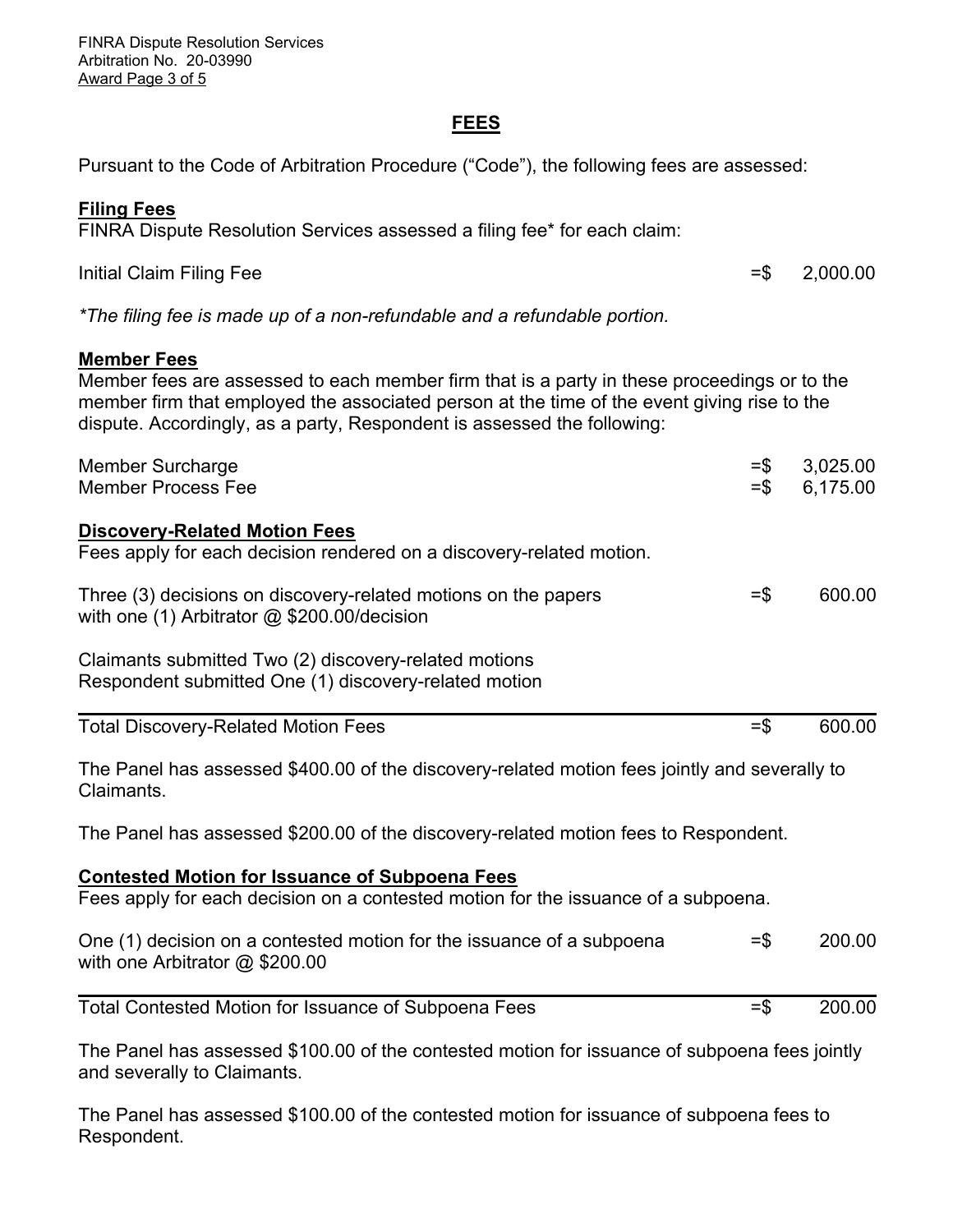## FEES

Pursuant to the Code of Arbitration Procedure ("Code"), the following fees are assessed:

**Filing Fees**

FINRA Dispute Resolution Services assessed a filing fee* for each claim:

| | |
|---|---|
| Initial Claim Filing Fee | =$ 2,000.00 |

*\*The filing fee is made up of a non-refundable and a refundable portion.*

**Member Fees**

Member fees are assessed to each member firm that is a party in these proceedings or to the member firm that employed the associated person at the time of the event giving rise to the dispute. Accordingly, as a party, Respondent is assessed the following:

| | |
|---|---|
| Member Surcharge | =$ 3,025.00 |
| Member Process Fee | =$ 6,175.00 |

**Discovery-Related Motion Fees**

Fees apply for each decision rendered on a discovery-related motion.

| | |
|---|---|
| Three (3) decisions on discovery-related motions on the papers with one (1) Arbitrator @ $200.00/decision | =$ 600.00 |

Claimants submitted Two (2) discovery-related motions
Respondent submitted One (1) discovery-related motion

| | |
|---|---|
| Total Discovery-Related Motion Fees | =$ 600.00 |

The Panel has assessed $400.00 of the discovery-related motion fees jointly and severally to Claimants.

The Panel has assessed $200.00 of the discovery-related motion fees to Respondent.

**Contested Motion for Issuance of Subpoena Fees**

Fees apply for each decision on a contested motion for the issuance of a subpoena.

| | |
|---|---|
| One (1) decision on a contested motion for the issuance of a subpoena with one Arbitrator @ $200.00 | =$ 200.00 |

| | |
|---|---|
| Total Contested Motion for Issuance of Subpoena Fees | =$ 200.00 |

The Panel has assessed $100.00 of the contested motion for issuance of subpoena fees jointly and severally to Claimants.

The Panel has assessed $100.00 of the contested motion for issuance of subpoena fees to Respondent.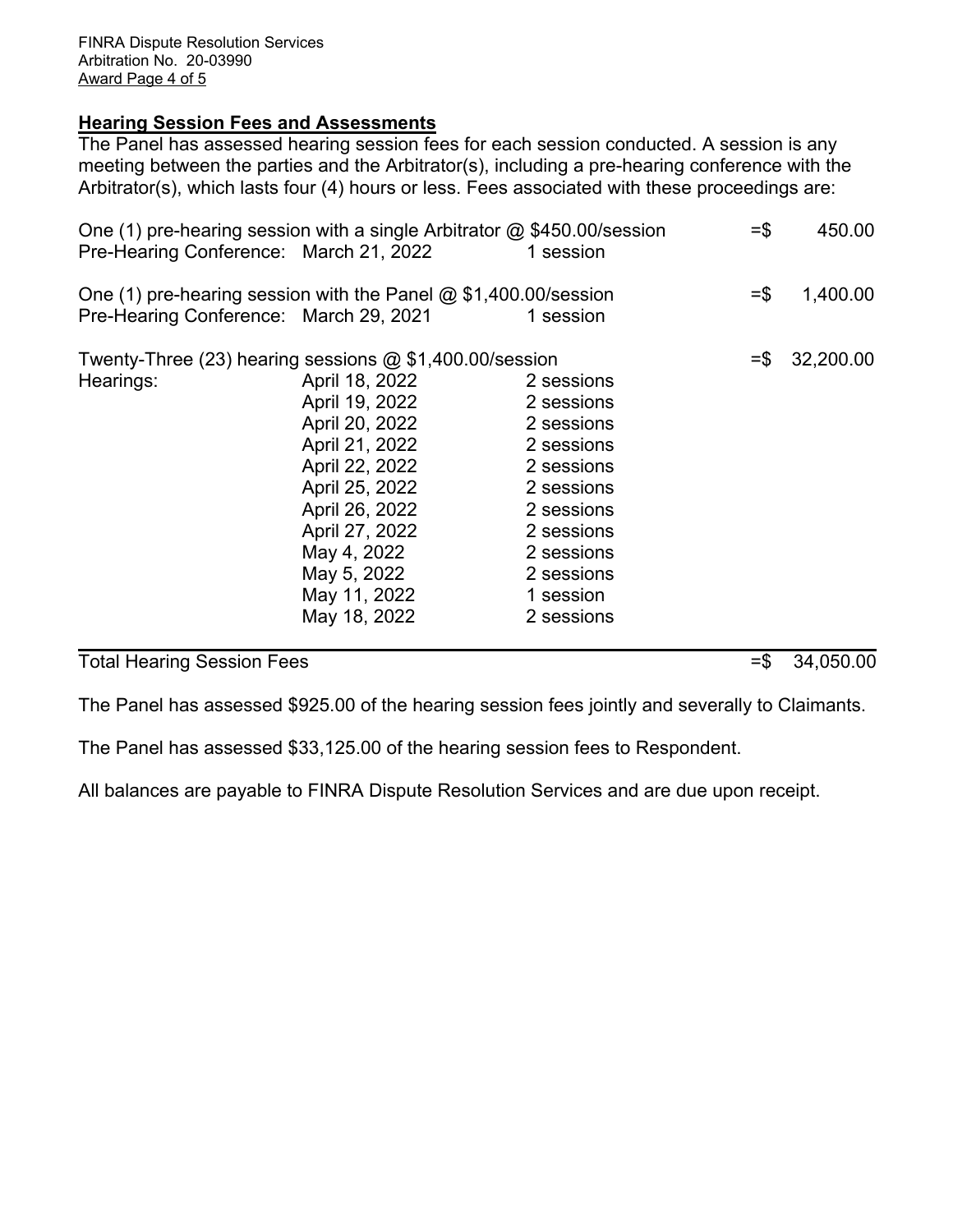## Hearing Session Fees and Assessments

The Panel has assessed hearing session fees for each session conducted. A session is any meeting between the parties and the Arbitrator(s), including a pre-hearing conference with the Arbitrator(s), which lasts four (4) hours or less. Fees associated with these proceedings are:

| | | | |
|---|---|---|---|
| One (1) pre-hearing session with a single Arbitrator @ $450.00/session | | | =$ 450.00 |
| Pre-Hearing Conference: | March 21, 2022 | 1 session | |
| One (1) pre-hearing session with the Panel @ $1,400.00/session | | | =$ 1,400.00 |
| Pre-Hearing Conference: | March 29, 2021 | 1 session | |
| Twenty-Three (23) hearing sessions @ $1,400.00/session | | | =$ 32,200.00 |
| Hearings: | April 18, 2022 | 2 sessions | |
| | April 19, 2022 | 2 sessions | |
| | April 20, 2022 | 2 sessions | |
| | April 21, 2022 | 2 sessions | |
| | April 22, 2022 | 2 sessions | |
| | April 25, 2022 | 2 sessions | |
| | April 26, 2022 | 2 sessions | |
| | April 27, 2022 | 2 sessions | |
| | May 4, 2022 | 2 sessions | |
| | May 5, 2022 | 2 sessions | |
| | May 11, 2022 | 1 session | |
| | May 18, 2022 | 2 sessions | |
| **Total Hearing Session Fees** | | | =$ 34,050.00 |

The Panel has assessed $925.00 of the hearing session fees jointly and severally to Claimants.

The Panel has assessed $33,125.00 of the hearing session fees to Respondent.

All balances are payable to FINRA Dispute Resolution Services and are due upon receipt.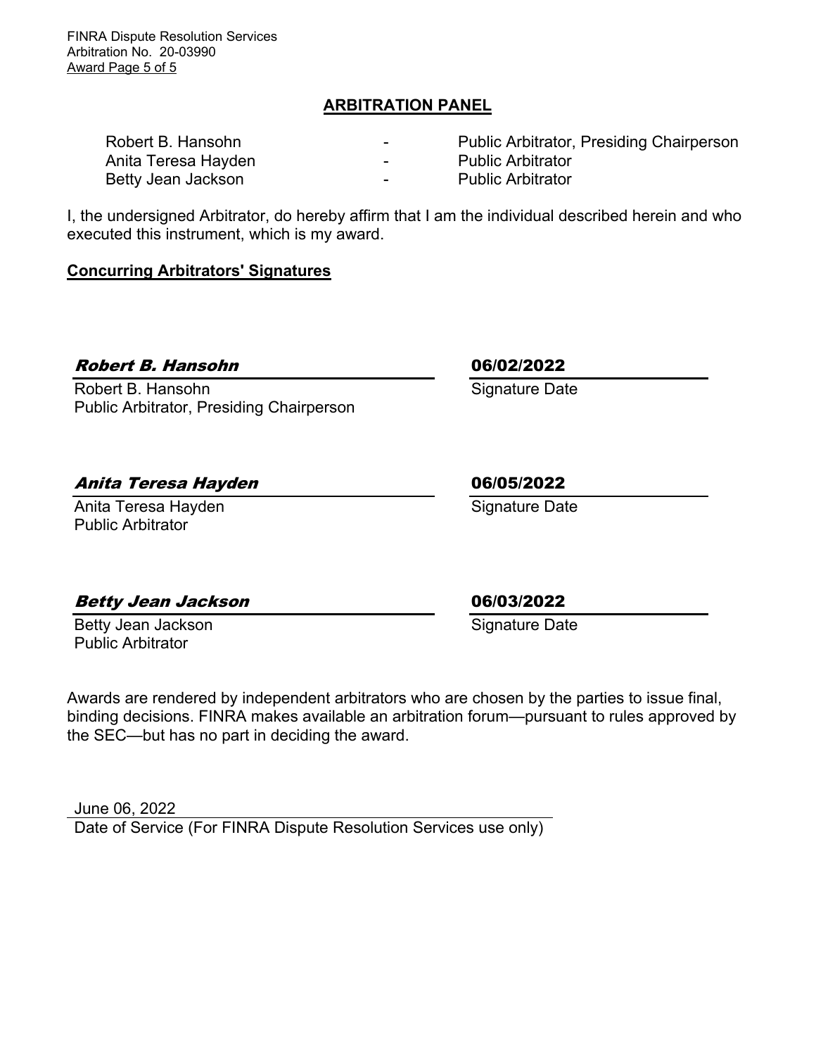## ARBITRATION PANEL

| | | |
|---|---|---|
| Robert B. Hansohn | - | Public Arbitrator, Presiding Chairperson |
| Anita Teresa Hayden | - | Public Arbitrator |
| Betty Jean Jackson | - | Public Arbitrator |

I, the undersigned Arbitrator, do hereby affirm that I am the individual described herein and who executed this instrument, which is my award.

**Concurring Arbitrators' Signatures**

*Robert B. Hansohn* — 06/02/2022

Robert B. Hansohn
Public Arbitrator, Presiding Chairperson
Signature Date

*Anita Teresa Hayden* — 06/05/2022

Anita Teresa Hayden
Public Arbitrator
Signature Date

*Betty Jean Jackson* — 06/03/2022

Betty Jean Jackson
Public Arbitrator
Signature Date

Awards are rendered by independent arbitrators who are chosen by the parties to issue final, binding decisions. FINRA makes available an arbitration forum—pursuant to rules approved by the SEC—but has no part in deciding the award.

June 06, 2022
Date of Service (For FINRA Dispute Resolution Services use only)